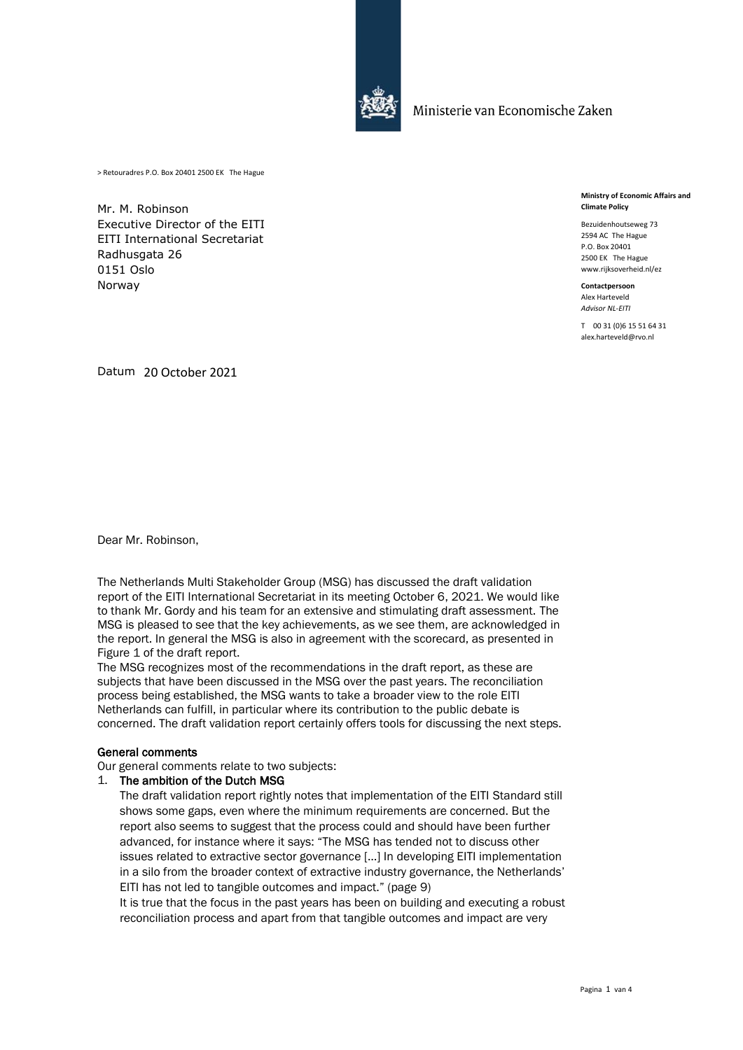Ministerie van Economische Zaken

> Retouradres P.O. Box 20401 2500 EK The Hague

Mr. M. Robinson
Executive Director of the EITI
EITI International Secretariat
Radhusgata 26
0151 Oslo
Norway

**Ministry of Economic Affairs and Climate Policy**

Bezuidenhoutseweg 73
2594 AC The Hague
P.O. Box 20401
2500 EK The Hague
www.rijksoverheid.nl/ez

**Contactpersoon**
Alex Harteveld
*Advisor NL-EITI*

T 00 31 (0)6 15 51 64 31
alex.harteveld@rvo.nl

Datum 20 October 2021

Dear Mr. Robinson,

The Netherlands Multi Stakeholder Group (MSG) has discussed the draft validation report of the EITI International Secretariat in its meeting October 6, 2021. We would like to thank Mr. Gordy and his team for an extensive and stimulating draft assessment. The MSG is pleased to see that the key achievements, as we see them, are acknowledged in the report. In general the MSG is also in agreement with the scorecard, as presented in Figure 1 of the draft report.
The MSG recognizes most of the recommendations in the draft report, as these are subjects that have been discussed in the MSG over the past years. The reconciliation process being established, the MSG wants to take a broader view to the role EITI Netherlands can fulfill, in particular where its contribution to the public debate is concerned. The draft validation report certainly offers tools for discussing the next steps.

**General comments**
Our general comments relate to two subjects:

1. **The ambition of the Dutch MSG**
   The draft validation report rightly notes that implementation of the EITI Standard still shows some gaps, even where the minimum requirements are concerned. But the report also seems to suggest that the process could and should have been further advanced, for instance where it says: "The MSG has tended not to discuss other issues related to extractive sector governance [...] In developing EITI implementation in a silo from the broader context of extractive industry governance, the Netherlands' EITI has not led to tangible outcomes and impact." (page 9)
   It is true that the focus in the past years has been on building and executing a robust reconciliation process and apart from that tangible outcomes and impact are very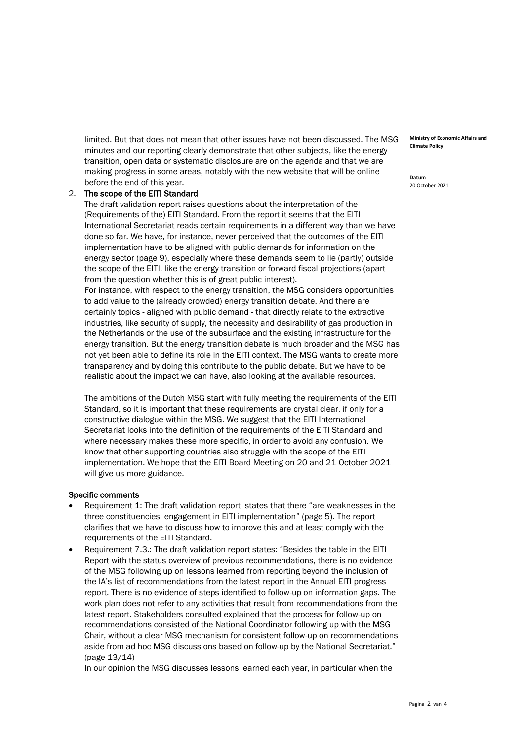limited. But that does not mean that other issues have not been discussed. The MSG minutes and our reporting clearly demonstrate that other subjects, like the energy transition, open data or systematic disclosure are on the agenda and that we are making progress in some areas, notably with the new website that will be online before the end of this year.

2. **The scope of the EITI Standard**

   The draft validation report raises questions about the interpretation of the (Requirements of the) EITI Standard. From the report it seems that the EITI International Secretariat reads certain requirements in a different way than we have done so far. We have, for instance, never perceived that the outcomes of the EITI implementation have to be aligned with public demands for information on the energy sector (page 9), especially where these demands seem to lie (partly) outside the scope of the EITI, like the energy transition or forward fiscal projections (apart from the question whether this is of great public interest).

   For instance, with respect to the energy transition, the MSG considers opportunities to add value to the (already crowded) energy transition debate. And there are certainly topics - aligned with public demand - that directly relate to the extractive industries, like security of supply, the necessity and desirability of gas production in the Netherlands or the use of the subsurface and the existing infrastructure for the energy transition. But the energy transition debate is much broader and the MSG has not yet been able to define its role in the EITI context. The MSG wants to create more transparency and by doing this contribute to the public debate. But we have to be realistic about the impact we can have, also looking at the available resources.

   The ambitions of the Dutch MSG start with fully meeting the requirements of the EITI Standard, so it is important that these requirements are crystal clear, if only for a constructive dialogue within the MSG. We suggest that the EITI International Secretariat looks into the definition of the requirements of the EITI Standard and where necessary makes these more specific, in order to avoid any confusion. We know that other supporting countries also struggle with the scope of the EITI implementation. We hope that the EITI Board Meeting on 20 and 21 October 2021 will give us more guidance.

**Specific comments**

- Requirement 1: The draft validation report states that there "are weaknesses in the three constituencies' engagement in EITI implementation" (page 5). The report clarifies that we have to discuss how to improve this and at least comply with the requirements of the EITI Standard.
- Requirement 7.3.: The draft validation report states: "Besides the table in the EITI Report with the status overview of previous recommendations, there is no evidence of the MSG following up on lessons learned from reporting beyond the inclusion of the IA's list of recommendations from the latest report in the Annual EITI progress report. There is no evidence of steps identified to follow-up on information gaps. The work plan does not refer to any activities that result from recommendations from the latest report. Stakeholders consulted explained that the process for follow-up on recommendations consisted of the National Coordinator following up with the MSG Chair, without a clear MSG mechanism for consistent follow-up on recommendations aside from ad hoc MSG discussions based on follow-up by the National Secretariat." (page 13/14)

  In our opinion the MSG discusses lessons learned each year, in particular when the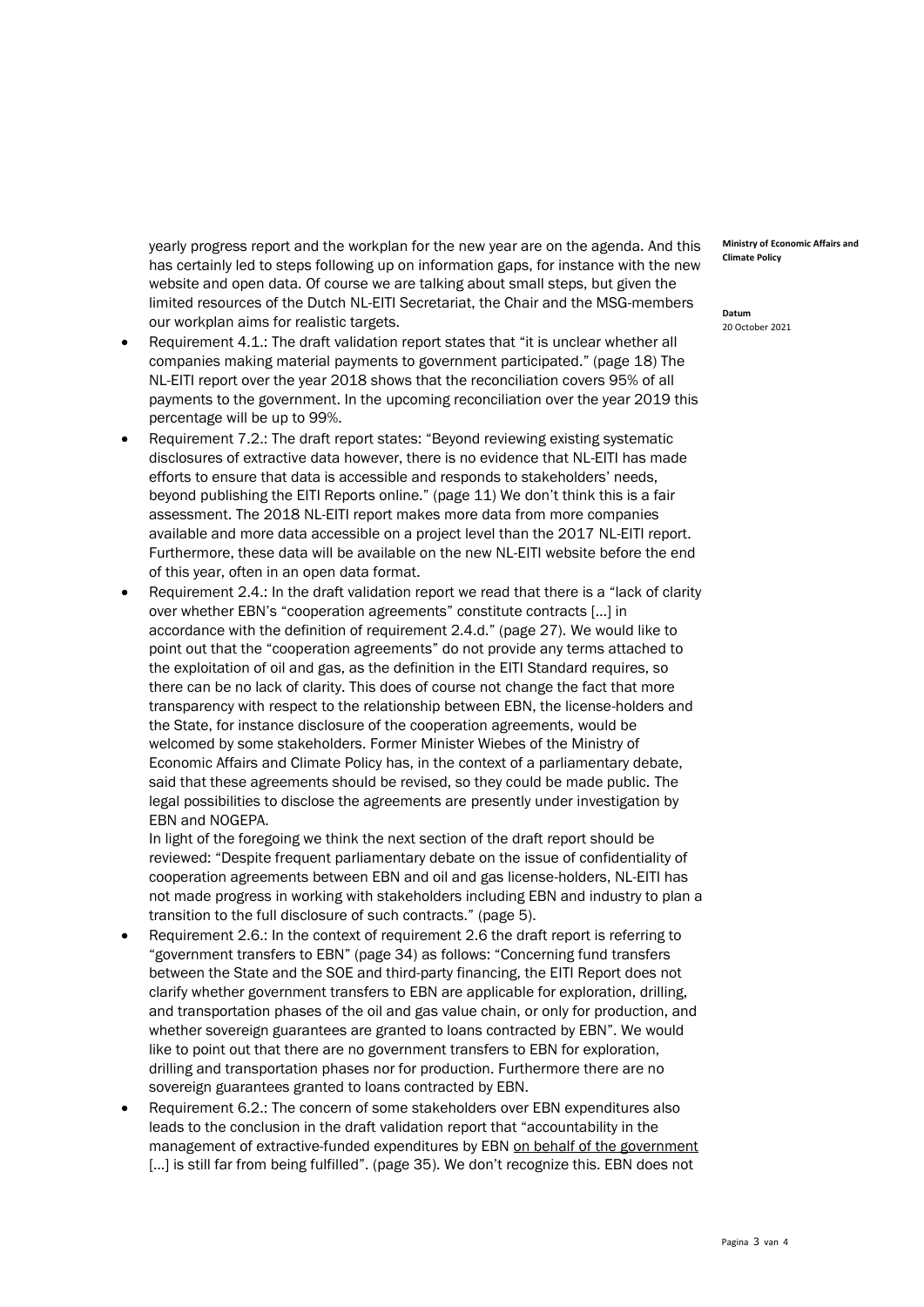yearly progress report and the workplan for the new year are on the agenda. And this has certainly led to steps following up on information gaps, for instance with the new website and open data. Of course we are talking about small steps, but given the limited resources of the Dutch NL-EITI Secretariat, the Chair and the MSG-members our workplan aims for realistic targets.

- Requirement 4.1.: The draft validation report states that "it is unclear whether all companies making material payments to government participated." (page 18) The NL-EITI report over the year 2018 shows that the reconciliation covers 95% of all payments to the government. In the upcoming reconciliation over the year 2019 this percentage will be up to 99%.
- Requirement 7.2.: The draft report states: "Beyond reviewing existing systematic disclosures of extractive data however, there is no evidence that NL-EITI has made efforts to ensure that data is accessible and responds to stakeholders' needs, beyond publishing the EITI Reports online." (page 11) We don't think this is a fair assessment. The 2018 NL-EITI report makes more data from more companies available and more data accessible on a project level than the 2017 NL-EITI report. Furthermore, these data will be available on the new NL-EITI website before the end of this year, often in an open data format.
- Requirement 2.4.: In the draft validation report we read that there is a "lack of clarity over whether EBN's "cooperation agreements" constitute contracts [...] in accordance with the definition of requirement 2.4.d." (page 27). We would like to point out that the "cooperation agreements" do not provide any terms attached to the exploitation of oil and gas, as the definition in the EITI Standard requires, so there can be no lack of clarity. This does of course not change the fact that more transparency with respect to the relationship between EBN, the license-holders and the State, for instance disclosure of the cooperation agreements, would be welcomed by some stakeholders. Former Minister Wiebes of the Ministry of Economic Affairs and Climate Policy has, in the context of a parliamentary debate, said that these agreements should be revised, so they could be made public. The legal possibilities to disclose the agreements are presently under investigation by EBN and NOGEPA.

  In light of the foregoing we think the next section of the draft report should be reviewed: "Despite frequent parliamentary debate on the issue of confidentiality of cooperation agreements between EBN and oil and gas license-holders, NL-EITI has not made progress in working with stakeholders including EBN and industry to plan a transition to the full disclosure of such contracts." (page 5).
- Requirement 2.6.: In the context of requirement 2.6 the draft report is referring to "government transfers to EBN" (page 34) as follows: "Concerning fund transfers between the State and the SOE and third-party financing, the EITI Report does not clarify whether government transfers to EBN are applicable for exploration, drilling, and transportation phases of the oil and gas value chain, or only for production, and whether sovereign guarantees are granted to loans contracted by EBN". We would like to point out that there are no government transfers to EBN for exploration, drilling and transportation phases nor for production. Furthermore there are no sovereign guarantees granted to loans contracted by EBN.
- Requirement 6.2.: The concern of some stakeholders over EBN expenditures also leads to the conclusion in the draft validation report that "accountability in the management of extractive-funded expenditures by EBN on behalf of the government [...] is still far from being fulfilled". (page 35). We don't recognize this. EBN does not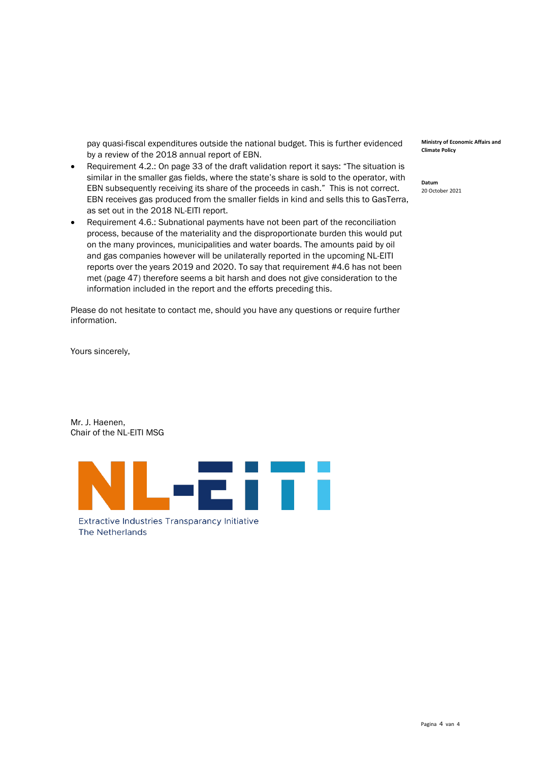pay quasi-fiscal expenditures outside the national budget. This is further evidenced by a review of the 2018 annual report of EBN.

- Requirement 4.2.: On page 33 of the draft validation report it says: "The situation is similar in the smaller gas fields, where the state's share is sold to the operator, with EBN subsequently receiving its share of the proceeds in cash." This is not correct. EBN receives gas produced from the smaller fields in kind and sells this to GasTerra, as set out in the 2018 NL-EITI report.
- Requirement 4.6.: Subnational payments have not been part of the reconciliation process, because of the materiality and the disproportionate burden this would put on the many provinces, municipalities and water boards. The amounts paid by oil and gas companies however will be unilaterally reported in the upcoming NL-EITI reports over the years 2019 and 2020. To say that requirement #4.6 has not been met (page 47) therefore seems a bit harsh and does not give consideration to the information included in the report and the efforts preceding this.

Please do not hesitate to contact me, should you have any questions or require further information.

Yours sincerely,

Mr. J. Haenen,
Chair of the NL-EITI MSG

NL-EITI
Extractive Industries Transparancy Initiative
The Netherlands

**Ministry of Economic Affairs and Climate Policy**

**Datum**
20 October 2021